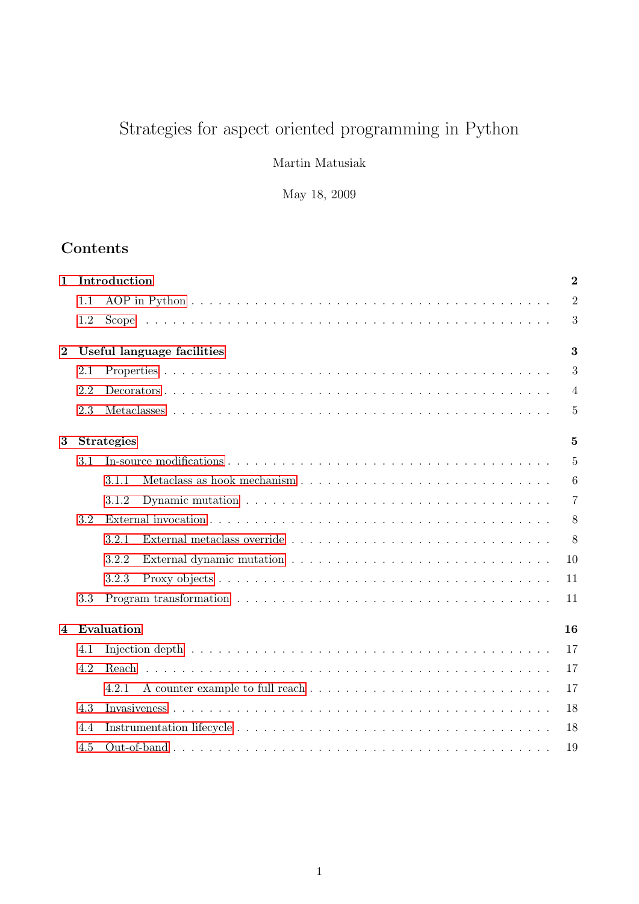# Strategies for aspect oriented programming in Python

Martin Matusiak

May 18, 2009

## Contents

- 1 Introduction — 2
  - 1.1 AOP in Python — 2
  - 1.2 Scope — 3
- 2 Useful language facilities — 3
  - 2.1 Properties — 3
  - 2.2 Decorators — 4
  - 2.3 Metaclasses — 5
- 3 Strategies — 5
  - 3.1 In-source modifications — 5
    - 3.1.1 Metaclass as hook mechanism — 6
    - 3.1.2 Dynamic mutation — 7
  - 3.2 External invocation — 8
    - 3.2.1 External metaclass override — 8
    - 3.2.2 External dynamic mutation — 10
    - 3.2.3 Proxy objects — 11
  - 3.3 Program transformation — 11
- 4 Evaluation — 16
  - 4.1 Injection depth — 17
  - 4.2 Reach — 17
    - 4.2.1 A counter example to full reach — 17
  - 4.3 Invasiveness — 18
  - 4.4 Instrumentation lifecycle — 18
  - 4.5 Out-of-band — 19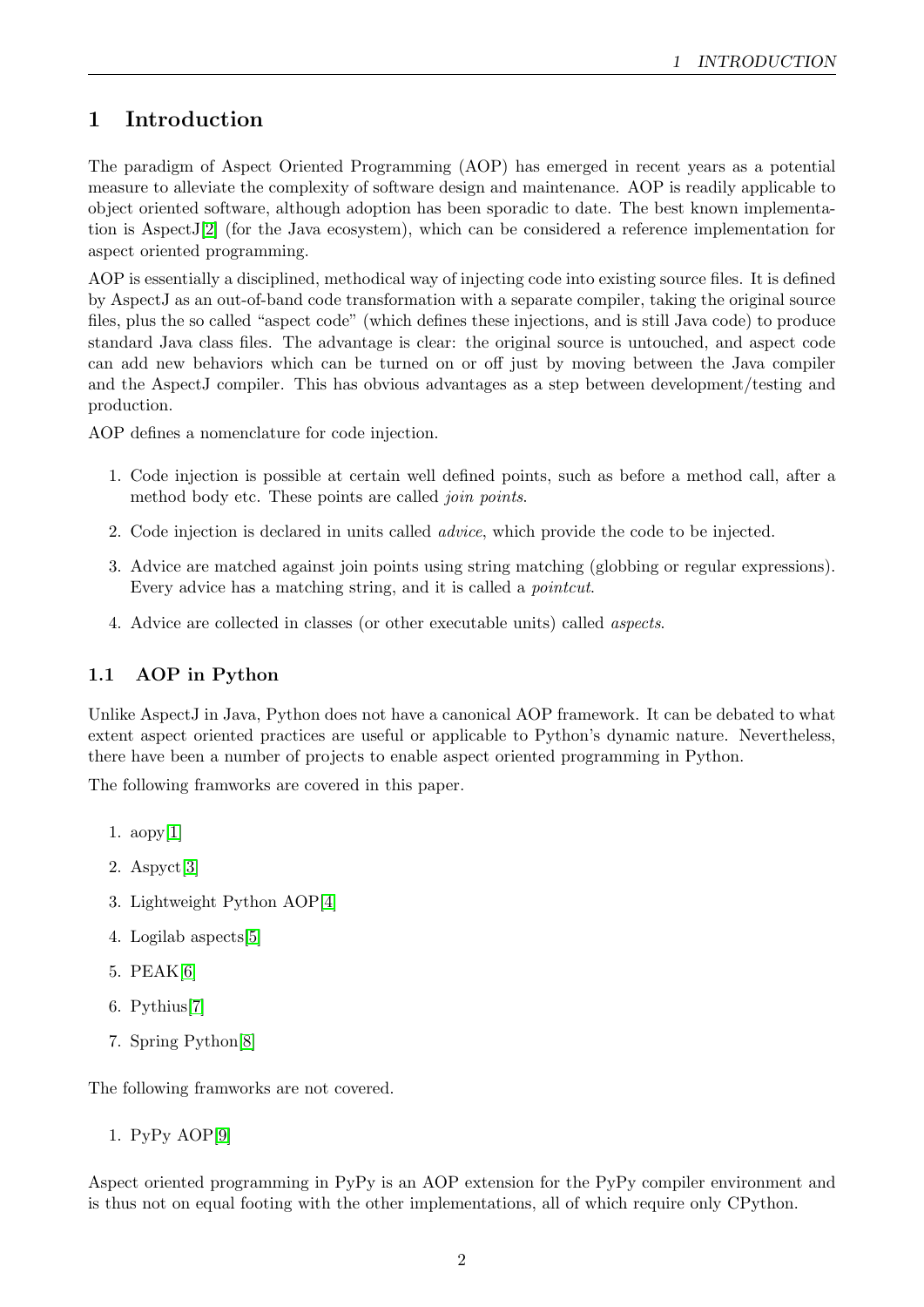# 1 Introduction

The paradigm of Aspect Oriented Programming (AOP) has emerged in recent years as a potential measure to alleviate the complexity of software design and maintenance. AOP is readily applicable to object oriented software, although adoption has been sporadic to date. The best known implementation is AspectJ[2] (for the Java ecosystem), which can be considered a reference implementation for aspect oriented programming.

AOP is essentially a disciplined, methodical way of injecting code into existing source files. It is defined by AspectJ as an out-of-band code transformation with a separate compiler, taking the original source files, plus the so called "aspect code" (which defines these injections, and is still Java code) to produce standard Java class files. The advantage is clear: the original source is untouched, and aspect code can add new behaviors which can be turned on or off just by moving between the Java compiler and the AspectJ compiler. This has obvious advantages as a step between development/testing and production.

AOP defines a nomenclature for code injection.

1. Code injection is possible at certain well defined points, such as before a method call, after a method body etc. These points are called *join points*.
2. Code injection is declared in units called *advice*, which provide the code to be injected.
3. Advice are matched against join points using string matching (globbing or regular expressions). Every advice has a matching string, and it is called a *pointcut*.
4. Advice are collected in classes (or other executable units) called *aspects*.

## 1.1 AOP in Python

Unlike AspectJ in Java, Python does not have a canonical AOP framework. It can be debated to what extent aspect oriented practices are useful or applicable to Python's dynamic nature. Nevertheless, there have been a number of projects to enable aspect oriented programming in Python.

The following framworks are covered in this paper.

1. aopy[1]
2. Aspyct[3]
3. Lightweight Python AOP[4]
4. Logilab aspects[5]
5. PEAK[6]
6. Pythius[7]
7. Spring Python[8]

The following framworks are not covered.

1. PyPy AOP[9]

Aspect oriented programming in PyPy is an AOP extension for the PyPy compiler environment and is thus not on equal footing with the other implementations, all of which require only CPython.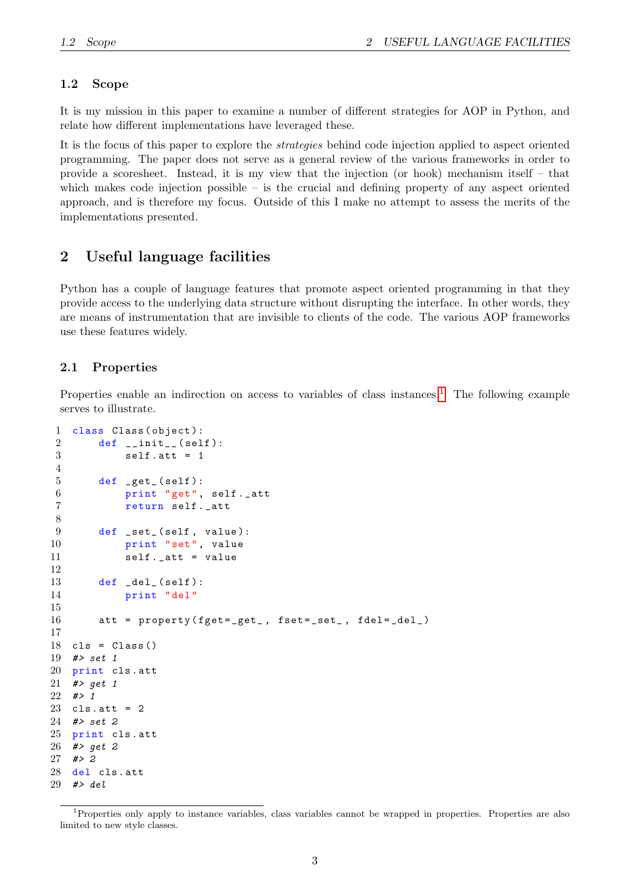### 1.2 Scope

It is my mission in this paper to examine a number of different strategies for AOP in Python, and relate how different implementations have leveraged these.

It is the focus of this paper to explore the *strategies* behind code injection applied to aspect oriented programming. The paper does not serve as a general review of the various frameworks in order to provide a scoresheet. Instead, it is my view that the injection (or hook) mechanism itself – that which makes code injection possible – is the crucial and defining property of any aspect oriented approach, and is therefore my focus. Outside of this I make no attempt to assess the merits of the implementations presented.

## 2 Useful language facilities

Python has a couple of language features that promote aspect oriented programming in that they provide access to the underlying data structure without disrupting the interface. In other words, they are means of instrumentation that are invisible to clients of the code. The various AOP frameworks use these features widely.

### 2.1 Properties

Properties enable an indirection on access to variables of class instances.[1] The following example serves to illustrate.

```
class Class(object):
    def __init__(self):
        self.att = 1

    def _get_(self):
        print "get", self._att
        return self._att

    def _set_(self, value):
        print "set", value
        self._att = value

    def _del_(self):
        print "del"

    att = property(fget=_get_, fset=_set_, fdel=_del_)

cls = Class()
#> set 1
print cls.att
#> get 1
#> 1
cls.att = 2
#> set 2
print cls.att
#> get 2
#> 2
del cls.att
#> del
```

[1] Properties only apply to instance variables, class variables cannot be wrapped in properties. Properties are also limited to new style classes.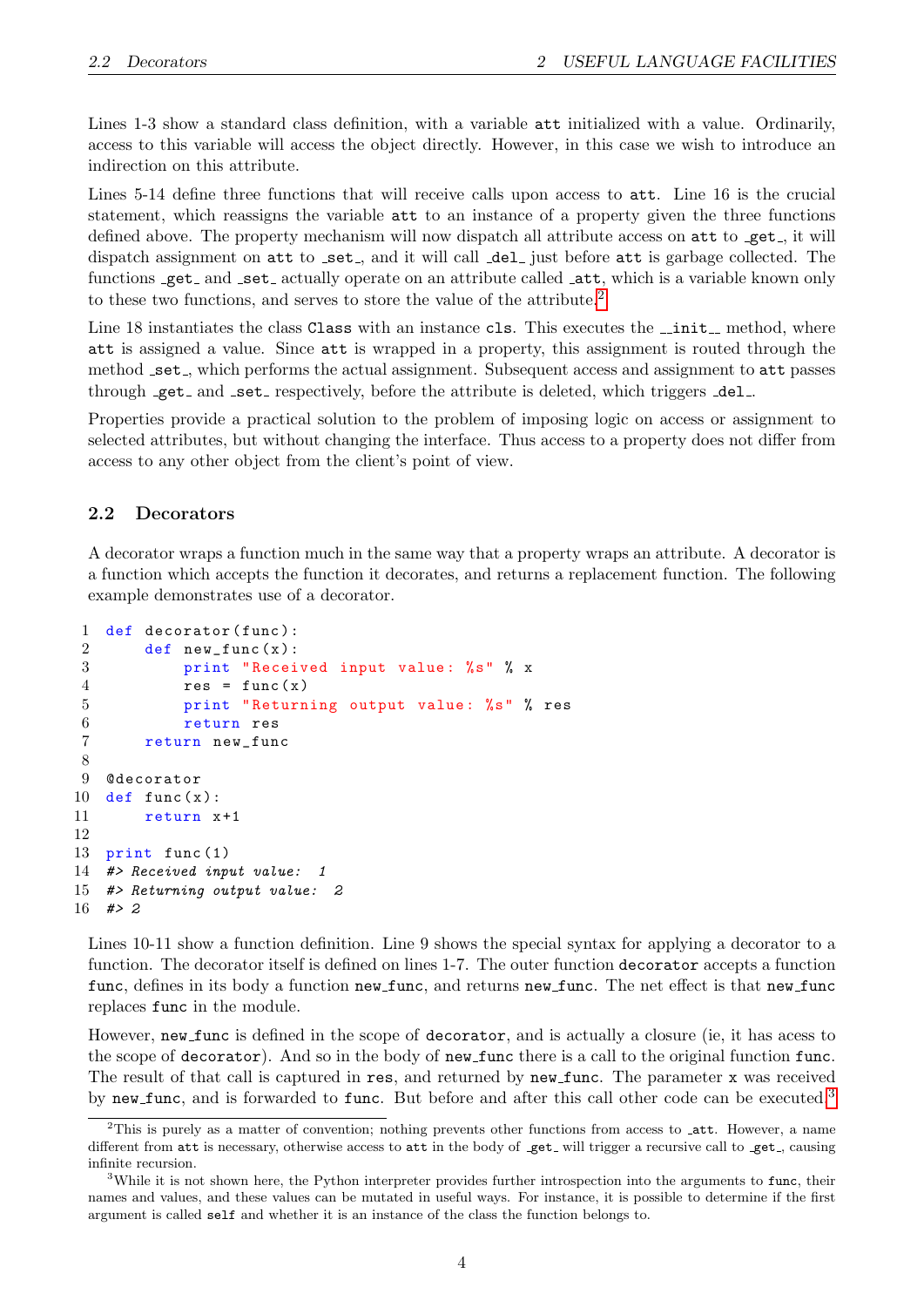Lines 1-3 show a standard class definition, with a variable `att` initialized with a value. Ordinarily, access to this variable will access the object directly. However, in this case we wish to introduce an indirection on this attribute.

Lines 5-14 define three functions that will receive calls upon access to `att`. Line 16 is the crucial statement, which reassigns the variable `att` to an instance of a property given the three functions defined above. The property mechanism will now dispatch all attribute access on `att` to `_get_`, it will dispatch assignment on `att` to `_set_`, and it will call `_del_` just before `att` is garbage collected. The functions `_get_` and `_set_` actually operate on an attribute called `_att`, which is a variable known only to these two functions, and serves to store the value of the attribute.[2]

Line 18 instantiates the class `Class` with an instance `cls`. This executes the `__init__` method, where `att` is assigned a value. Since `att` is wrapped in a property, this assignment is routed through the method `_set_`, which performs the actual assignment. Subsequent access and assignment to `att` passes through `_get_` and `_set_` respectively, before the attribute is deleted, which triggers `_del_`.

Properties provide a practical solution to the problem of imposing logic on access or assignment to selected attributes, but without changing the interface. Thus access to a property does not differ from access to any other object from the client's point of view.

## 2.2 Decorators

A decorator wraps a function much in the same way that a property wraps an attribute. A decorator is a function which accepts the function it decorates, and returns a replacement function. The following example demonstrates use of a decorator.

```
1  def decorator(func):
2      def new_func(x):
3          print "Received input value: %s" % x
4          res = func(x)
5          print "Returning output value: %s" % res
6          return res
7      return new_func
8
9  @decorator
10 def func(x):
11     return x+1
12
13 print func(1)
14 #> Received input value:  1
15 #> Returning output value:  2
16 #> 2
```

Lines 10-11 show a function definition. Line 9 shows the special syntax for applying a decorator to a function. The decorator itself is defined on lines 1-7. The outer function `decorator` accepts a function `func`, defines in its body a function `new_func`, and returns `new_func`. The net effect is that `new_func` replaces `func` in the module.

However, `new_func` is defined in the scope of `decorator`, and is actually a closure (ie, it has acess to the scope of `decorator`). And so in the body of `new_func` there is a call to the original function `func`. The result of that call is captured in `res`, and returned by `new_func`. The parameter `x` was received by `new_func`, and is forwarded to `func`. But before and after this call other code can be executed.[3]

---

[2] This is purely as a matter of convention; nothing prevents other functions from access to `_att`. However, a name different from `att` is necessary, otherwise access to `att` in the body of `_get_` will trigger a recursive call to `_get_`, causing infinite recursion.

[3] While it is not shown here, the Python interpreter provides further introspection into the arguments to `func`, their names and values, and these values can be mutated in useful ways. For instance, it is possible to determine if the first argument is called `self` and whether it is an instance of the class the function belongs to.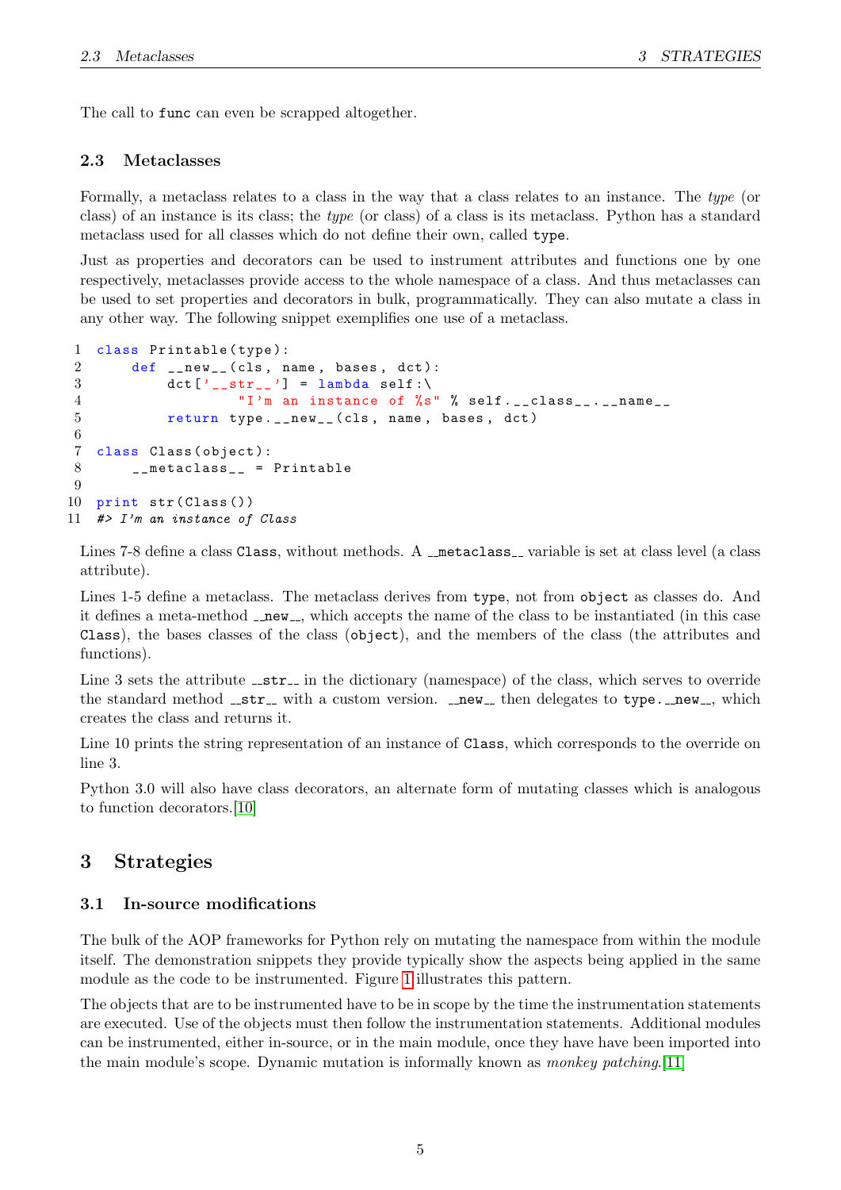The call to `func` can even be scrapped altogether.

### 2.3 Metaclasses

Formally, a metaclass relates to a class in the way that a class relates to an instance. The *type* (or class) of an instance is its class; the *type* (or class) of a class is its metaclass. Python has a standard metaclass used for all classes which do not define their own, called `type`.

Just as properties and decorators can be used to instrument attributes and functions one by one respectively, metaclasses provide access to the whole namespace of a class. And thus metaclasses can be used to set properties and decorators in bulk, programmatically. They can also mutate a class in any other way. The following snippet exemplifies one use of a metaclass.

```
1  class Printable(type):
2      def __new__(cls, name, bases, dct):
3          dct['__str__'] = lambda self:\
4                  "I'm an instance of %s" % self.__class__.__name__
5          return type.__new__(cls, name, bases, dct)
6
7  class Class(object):
8      __metaclass__ = Printable
9
10 print str(Class())
11 #> I'm an instance of Class
```

Lines 7-8 define a class `Class`, without methods. A `__metaclass__` variable is set at class level (a class attribute).

Lines 1-5 define a metaclass. The metaclass derives from `type`, not from `object` as classes do. And it defines a meta-method `__new__`, which accepts the name of the class to be instantiated (in this case `Class`), the bases classes of the class (`object`), and the members of the class (the attributes and functions).

Line 3 sets the attribute `__str__` in the dictionary (namespace) of the class, which serves to override the standard method `__str__` with a custom version. `__new__` then delegates to `type.__new__`, which creates the class and returns it.

Line 10 prints the string representation of an instance of `Class`, which corresponds to the override on line 3.

Python 3.0 will also have class decorators, an alternate form of mutating classes which is analogous to function decorators.[10]

## 3 Strategies

### 3.1 In-source modifications

The bulk of the AOP frameworks for Python rely on mutating the namespace from within the module itself. The demonstration snippets they provide typically show the aspects being applied in the same module as the code to be instrumented. Figure 1 illustrates this pattern.

The objects that are to be instrumented have to be in scope by the time the instrumentation statements are executed. Use of the objects must then follow the instrumentation statements. Additional modules can be instrumented, either in-source, or in the main module, once they have have been imported into the main module's scope. Dynamic mutation is informally known as *monkey patching*.[11]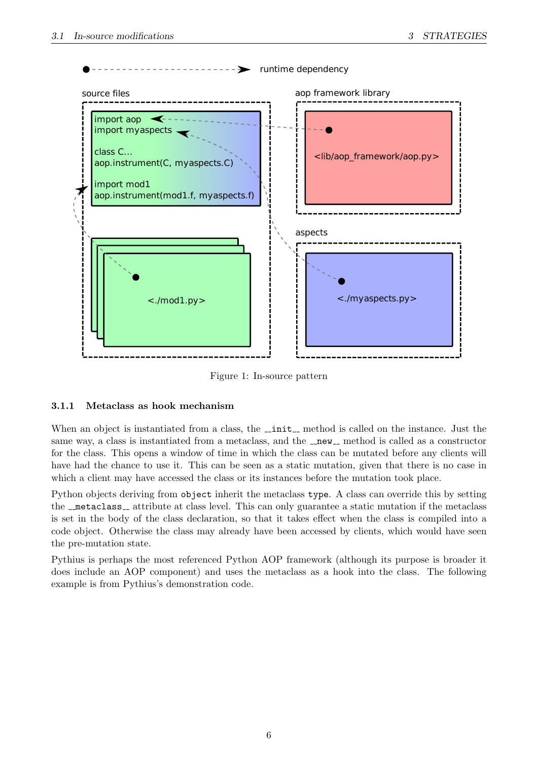Figure 1: In-source pattern

### 3.1.1 Metaclass as hook mechanism

When an object is instantiated from a class, the `__init__` method is called on the instance. Just the same way, a class is instantiated from a metaclass, and the `__new__` method is called as a constructor for the class. This opens a window of time in which the class can be mutated before any clients will have had the chance to use it. This can be seen as a static mutation, given that there is no case in which a client may have accessed the class or its instances before the mutation took place.

Python objects deriving from `object` inherit the metaclass `type`. A class can override this by setting the `__metaclass__` attribute at class level. This can only guarantee a static mutation if the metaclass is set in the body of the class declaration, so that it takes effect when the class is compiled into a code object. Otherwise the class may already have been accessed by clients, which would have seen the pre-mutation state.

Pythius is perhaps the most referenced Python AOP framework (although its purpose is broader it does include an AOP component) and uses the metaclass as a hook into the class. The following example is from Pythius's demonstration code.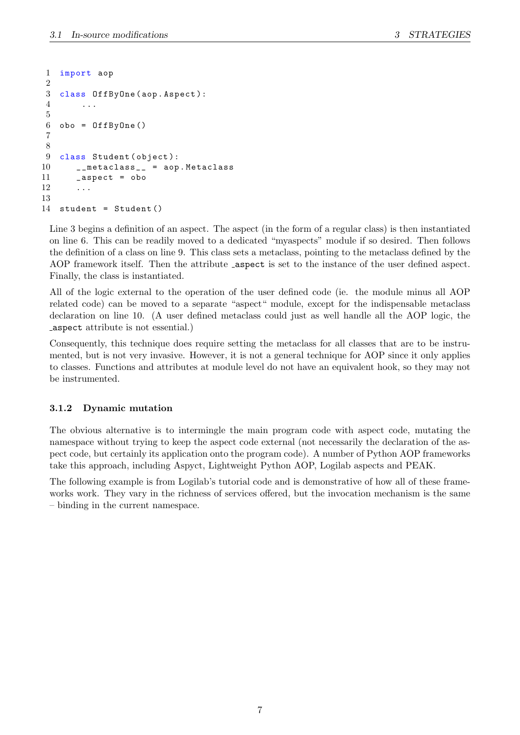```python
import aop

class OffByOne(aop.Aspect):
    ...

obo = OffByOne()


class Student(object):
    __metaclass__ = aop.Metaclass
    _aspect = obo
    ...

student = Student()
```

Line 3 begins a definition of an aspect. The aspect (in the form of a regular class) is then instantiated on line 6. This can be readily moved to a dedicated "myaspects" module if so desired. Then follows the definition of a class on line 9. This class sets a metaclass, pointing to the metaclass defined by the AOP framework itself. Then the attribute `_aspect` is set to the instance of the user defined aspect. Finally, the class is instantiated.

All of the logic external to the operation of the user defined code (ie. the module minus all AOP related code) can be moved to a separate "aspect" module, except for the indispensable metaclass declaration on line 10. (A user defined metaclass could just as well handle all the AOP logic, the `_aspect` attribute is not essential.)

Consequently, this technique does require setting the metaclass for all classes that are to be instrumented, but is not very invasive. However, it is not a general technique for AOP since it only applies to classes. Functions and attributes at module level do not have an equivalent hook, so they may not be instrumented.

### 3.1.2 Dynamic mutation

The obvious alternative is to intermingle the main program code with aspect code, mutating the namespace without trying to keep the aspect code external (not necessarily the declaration of the aspect code, but certainly its application onto the program code). A number of Python AOP frameworks take this approach, including Aspyct, Lightweight Python AOP, Logilab aspects and PEAK.

The following example is from Logilab's tutorial code and is demonstrative of how all of these frameworks work. They vary in the richness of services offered, but the invocation mechanism is the same – binding in the current namespace.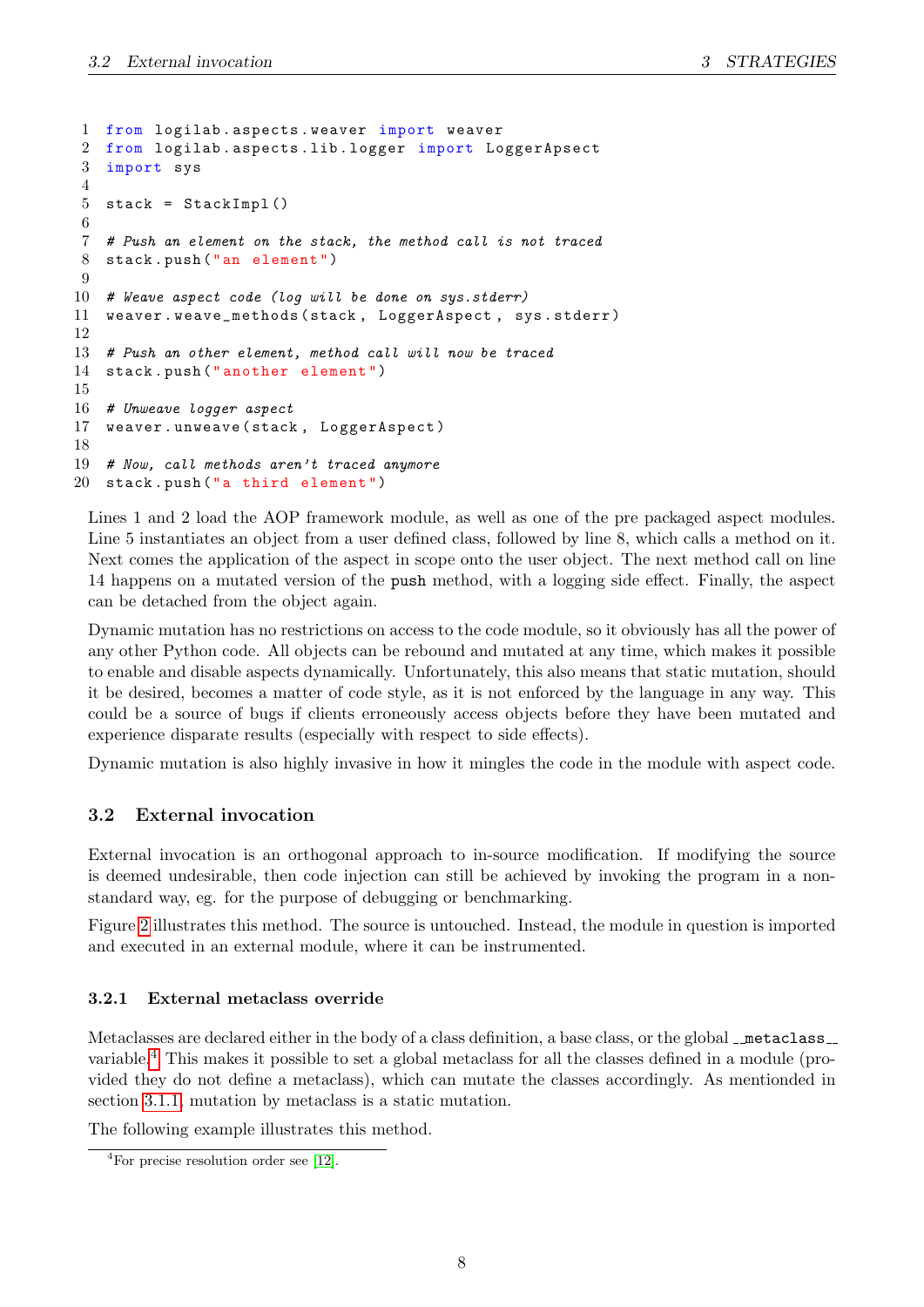```
from logilab.aspects.weaver import weaver
from logilab.aspects.lib.logger import LoggerApsect
import sys

stack = StackImpl()

# Push an element on the stack, the method call is not traced
stack.push("an element")

# Weave aspect code (log will be done on sys.stderr)
weaver.weave_methods(stack, LoggerAspect, sys.stderr)

# Push an other element, method call will now be traced
stack.push("another element")

# Unweave logger aspect
weaver.unweave(stack, LoggerAspect)

# Now, call methods aren't traced anymore
stack.push("a third element")
```

Lines 1 and 2 load the AOP framework module, as well as one of the pre packaged aspect modules. Line 5 instantiates an object from a user defined class, followed by line 8, which calls a method on it. Next comes the application of the aspect in scope onto the user object. The next method call on line 14 happens on a mutated version of the `push` method, with a logging side effect. Finally, the aspect can be detached from the object again.

Dynamic mutation has no restrictions on access to the code module, so it obviously has all the power of any other Python code. All objects can be rebound and mutated at any time, which makes it possible to enable and disable aspects dynamically. Unfortunately, this also means that static mutation, should it be desired, becomes a matter of code style, as it is not enforced by the language in any way. This could be a source of bugs if clients erroneously access objects before they have been mutated and experience disparate results (especially with respect to side effects).

Dynamic mutation is also highly invasive in how it mingles the code in the module with aspect code.

## 3.2 External invocation

External invocation is an orthogonal approach to in-source modification. If modifying the source is deemed undesirable, then code injection can still be achieved by invoking the program in a non-standard way, eg. for the purpose of debugging or benchmarking.

Figure 2 illustrates this method. The source is untouched. Instead, the module in question is imported and executed in an external module, where it can be instrumented.

### 3.2.1 External metaclass override

Metaclasses are declared either in the body of a class definition, a base class, or the global `__metaclass__` variable.[4] This makes it possible to set a global metaclass for all the classes defined in a module (provided they do not define a metaclass), which can mutate the classes accordingly. As mentionded in section 3.1.1, mutation by metaclass is a static mutation.

The following example illustrates this method.

[4] For precise resolution order see [12].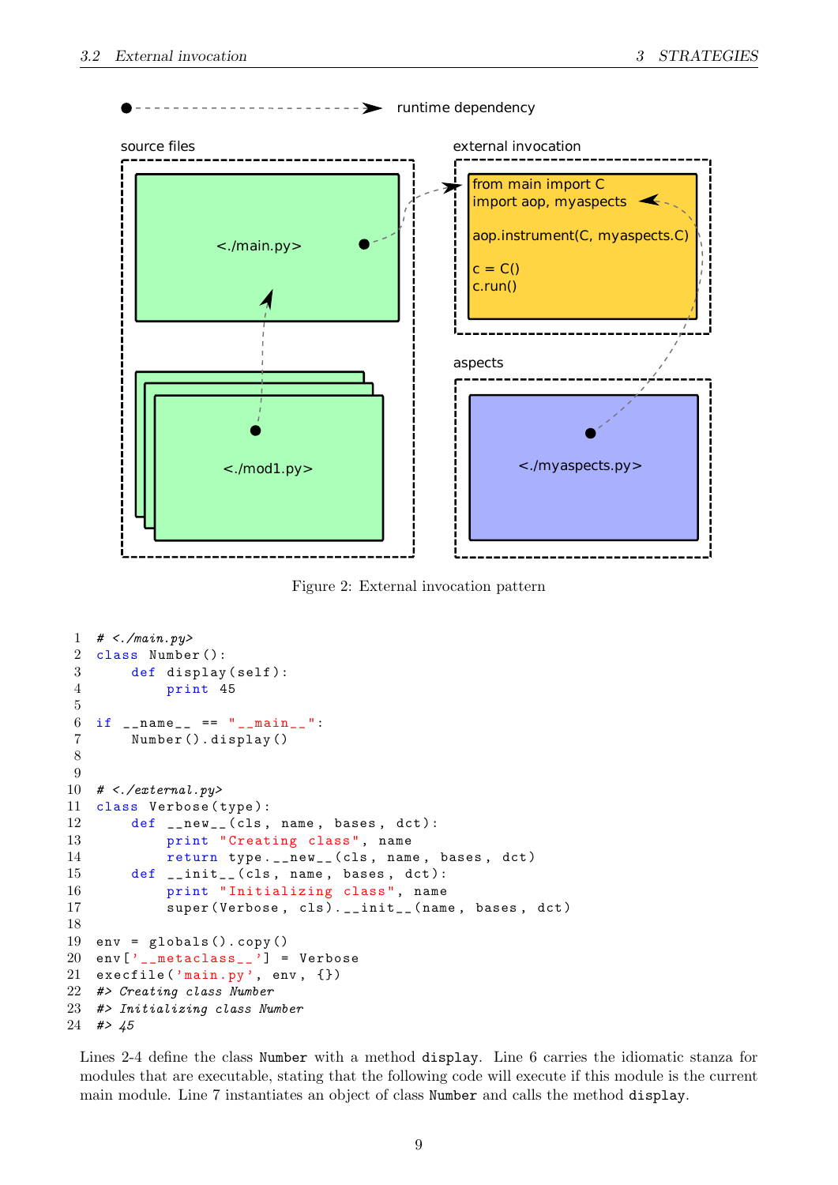Figure 2: External invocation pattern

```
# <./main.py>
class Number():
    def display(self):
        print 45

if __name__ == "__main__":
    Number().display()


# <./external.py>
class Verbose(type):
    def __new__(cls, name, bases, dct):
        print "Creating class", name
        return type.__new__(cls, name, bases, dct)
    def __init__(cls, name, bases, dct):
        print "Initializing class", name
        super(Verbose, cls).__init__(name, bases, dct)

env = globals().copy()
env['__metaclass__'] = Verbose
execfile('main.py', env, {})
#> Creating class Number
#> Initializing class Number
#> 45
```

Lines 2-4 define the class `Number` with a method `display`. Line 6 carries the idiomatic stanza for modules that are executable, stating that the following code will execute if this module is the current main module. Line 7 instantiates an object of class `Number` and calls the method `display`.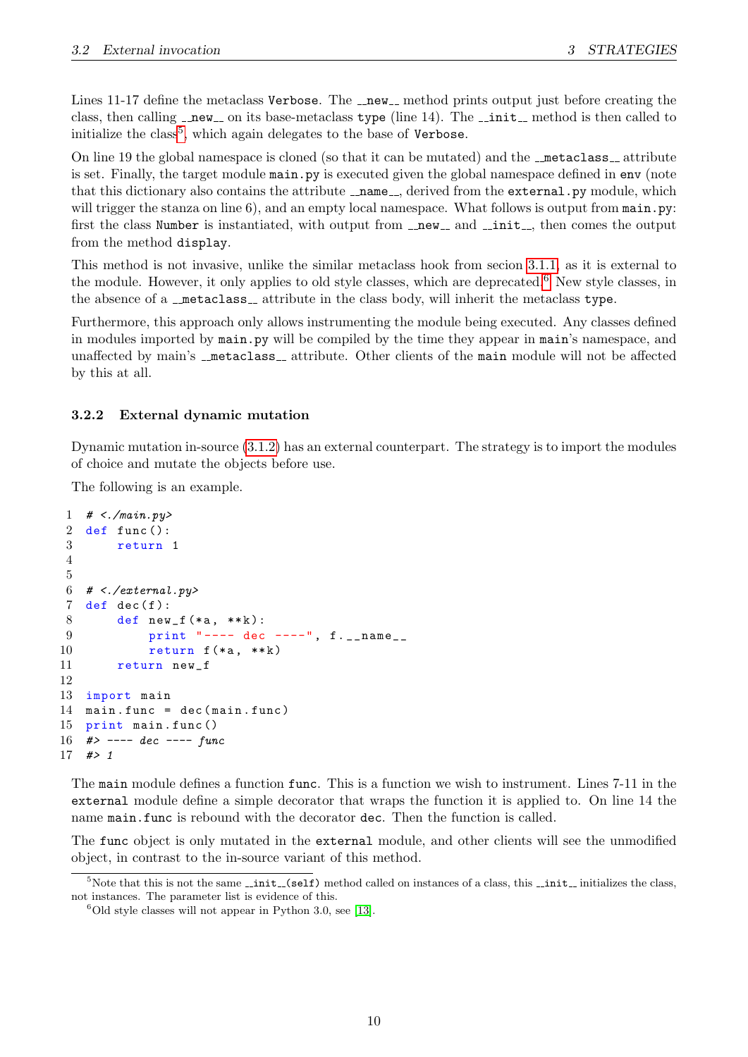Lines 11-17 define the metaclass `Verbose`. The `__new__` method prints output just before creating the class, then calling `__new__` on its base-metaclass `type` (line 14). The `__init__` method is then called to initialize the class[5], which again delegates to the base of `Verbose`.

On line 19 the global namespace is cloned (so that it can be mutated) and the `__metaclass__` attribute is set. Finally, the target module `main.py` is executed given the global namespace defined in `env` (note that this dictionary also contains the attribute `__name__`, derived from the `external.py` module, which will trigger the stanza on line 6), and an empty local namespace. What follows is output from `main.py`: first the class `Number` is instantiated, with output from `__new__` and `__init__`, then comes the output from the method `display`.

This method is not invasive, unlike the similar metaclass hook from secion 3.1.1, as it is external to the module. However, it only applies to old style classes, which are deprecated.[6] New style classes, in the absence of a `__metaclass__` attribute in the class body, will inherit the metaclass `type`.

Furthermore, this approach only allows instrumenting the module being executed. Any classes defined in modules imported by `main.py` will be compiled by the time they appear in `main`'s namespace, and unaffected by main's `__metaclass__` attribute. Other clients of the `main` module will not be affected by this at all.

### 3.2.2 External dynamic mutation

Dynamic mutation in-source (3.1.2) has an external counterpart. The strategy is to import the modules of choice and mutate the objects before use.

The following is an example.

```
1  # <./main.py>
2  def func():
3      return 1
4
5
6  # <./external.py>
7  def dec(f):
8      def new_f(*a, **k):
9          print "---- dec ----", f.__name__
10         return f(*a, **k)
11     return new_f
12
13 import main
14 main.func = dec(main.func)
15 print main.func()
16 #> ---- dec ---- func
17 #> 1
```

The `main` module defines a function `func`. This is a function we wish to instrument. Lines 7-11 in the `external` module define a simple decorator that wraps the function it is applied to. On line 14 the name `main.func` is rebound with the decorator `dec`. Then the function is called.

The `func` object is only mutated in the `external` module, and other clients will see the unmodified object, in contrast to the in-source variant of this method.

[5] Note that this is not the same `__init__(self)` method called on instances of a class, this `__init__` initializes the class, not instances. The parameter list is evidence of this.

[6] Old style classes will not appear in Python 3.0, see [13].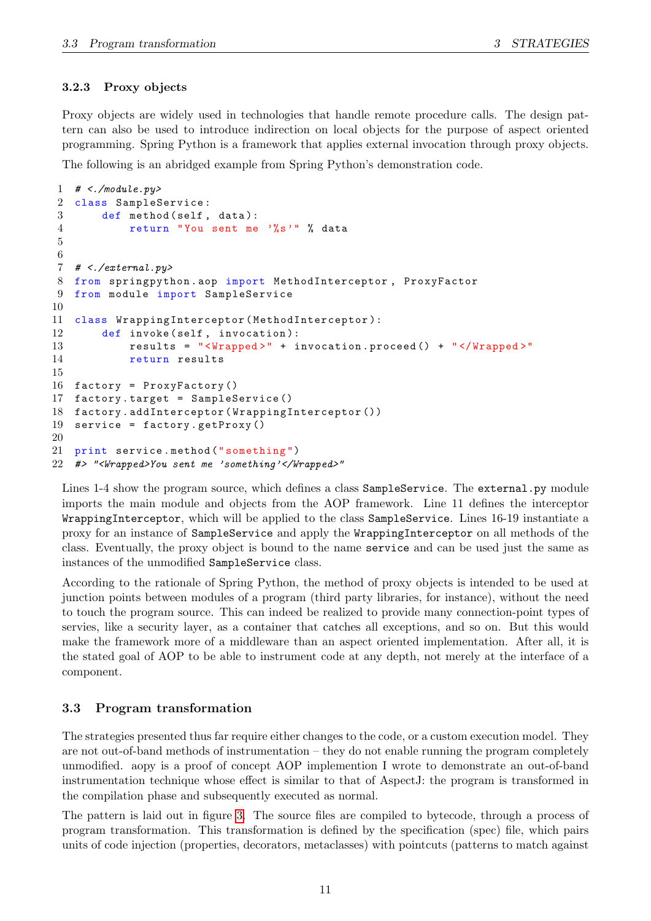### 3.2.3 Proxy objects

Proxy objects are widely used in technologies that handle remote procedure calls. The design pattern can also be used to introduce indirection on local objects for the purpose of aspect oriented programming. Spring Python is a framework that applies external invocation through proxy objects.

The following is an abridged example from Spring Python's demonstration code.

```
1  # <./module.py>
2  class SampleService:
3      def method(self, data):
4          return "You sent me '%s'" % data
5
6
7  # <./external.py>
8  from springpython.aop import MethodInterceptor, ProxyFactor
9  from module import SampleService
10
11 class WrappingInterceptor(MethodInterceptor):
12     def invoke(self, invocation):
13         results = "<Wrapped>" + invocation.proceed() + "</Wrapped>"
14         return results
15
16 factory = ProxyFactory()
17 factory.target = SampleService()
18 factory.addInterceptor(WrappingInterceptor())
19 service = factory.getProxy()
20
21 print service.method("something")
22 #> "<Wrapped>You sent me 'something'</Wrapped>"
```

Lines 1-4 show the program source, which defines a class `SampleService`. The `external.py` module imports the main module and objects from the AOP framework. Line 11 defines the interceptor `WrappingInterceptor`, which will be applied to the class `SampleService`. Lines 16-19 instantiate a proxy for an instance of `SampleService` and apply the `WrappingInterceptor` on all methods of the class. Eventually, the proxy object is bound to the name `service` and can be used just the same as instances of the unmodified `SampleService` class.

According to the rationale of Spring Python, the method of proxy objects is intended to be used at junction points between modules of a program (third party libraries, for instance), without the need to touch the program source. This can indeed be realized to provide many connection-point types of servies, like a security layer, as a container that catches all exceptions, and so on. But this would make the framework more of a middleware than an aspect oriented implementation. After all, it is the stated goal of AOP to be able to instrument code at any depth, not merely at the interface of a component.

## 3.3 Program transformation

The strategies presented thus far require either changes to the code, or a custom execution model. They are not out-of-band methods of instrumentation – they do not enable running the program completely unmodified. aopy is a proof of concept AOP implemention I wrote to demonstrate an out-of-band instrumentation technique whose effect is similar to that of AspectJ: the program is transformed in the compilation phase and subsequently executed as normal.

The pattern is laid out in figure 3. The source files are compiled to bytecode, through a process of program transformation. This transformation is defined by the specification (spec) file, which pairs units of code injection (properties, decorators, metaclasses) with pointcuts (patterns to match against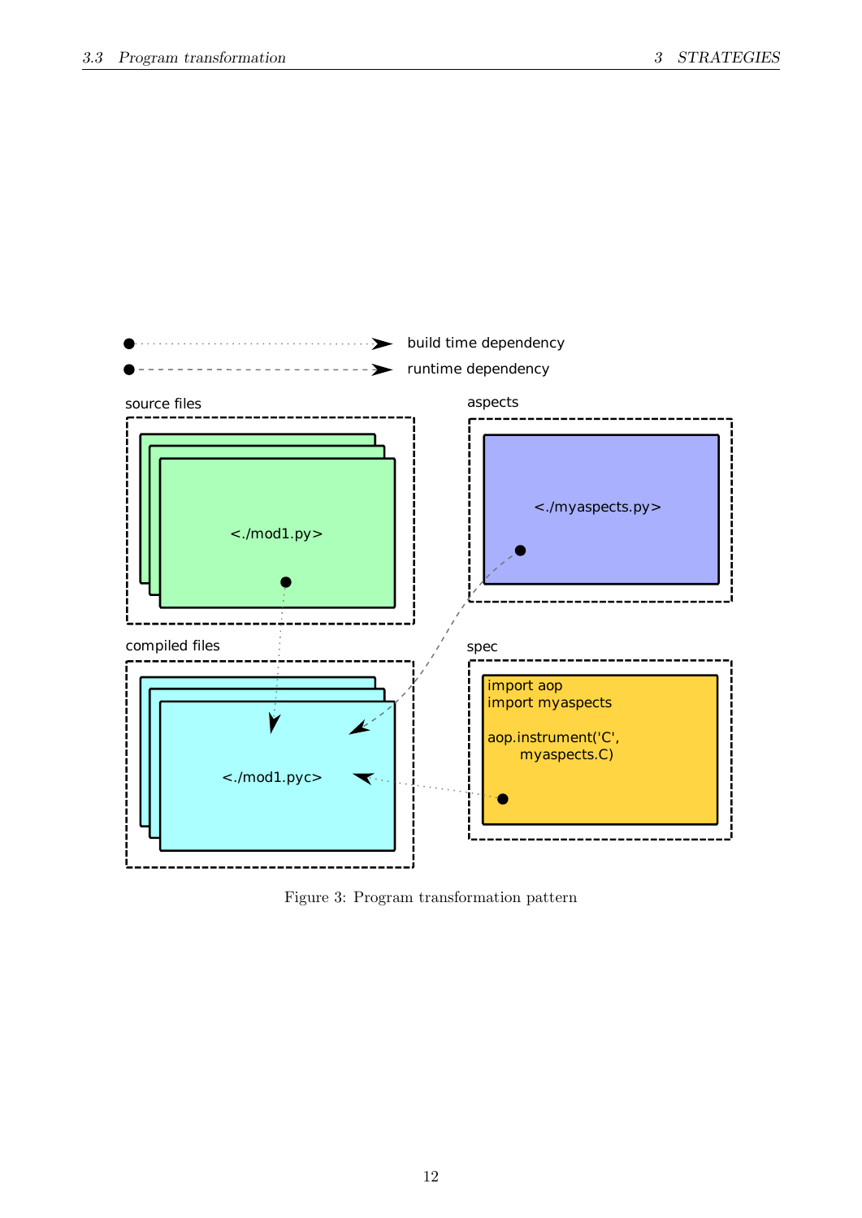build time dependency

runtime dependency

source files

<./mod1.py>

aspects

<./myaspects.py>

compiled files

<./mod1.pyc>

spec

```
import aop
import myaspects

aop.instrument('C',
      myaspects.C)
```

Figure 3: Program transformation pattern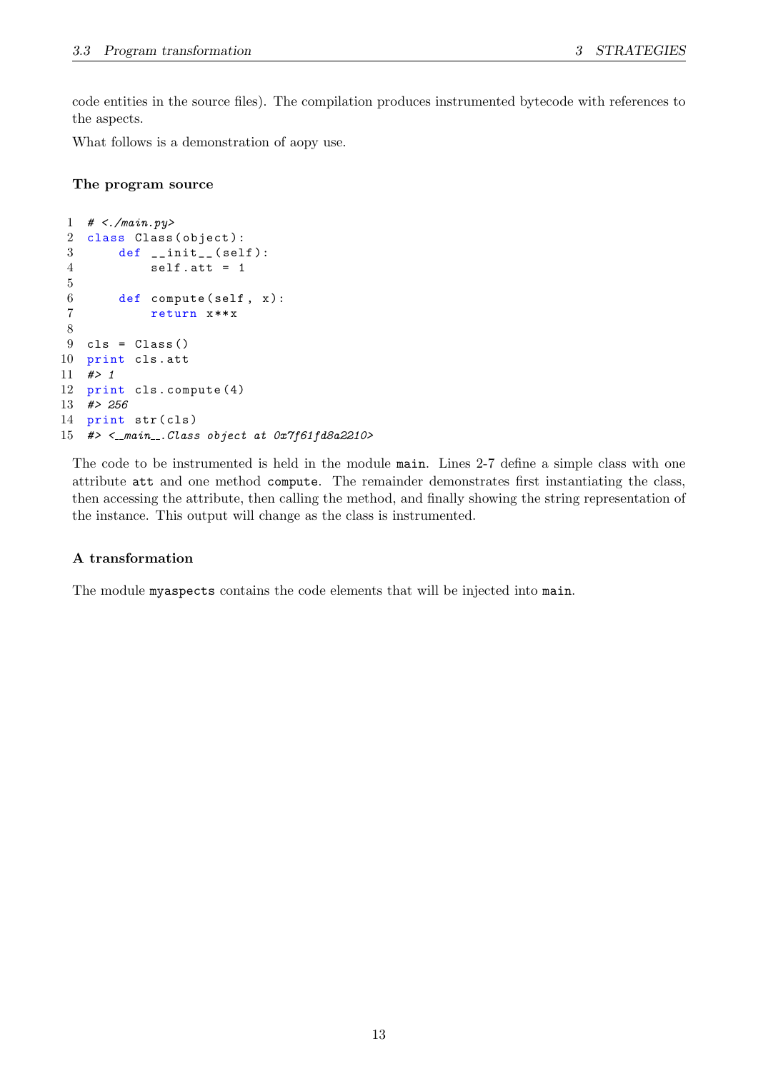code entities in the source files). The compilation produces instrumented bytecode with references to the aspects.

What follows is a demonstration of aopy use.

#### The program source

```
# <./main.py>
class Class(object):
    def __init__(self):
        self.att = 1

    def compute(self, x):
        return x**x

cls = Class()
print cls.att
#> 1
print cls.compute(4)
#> 256
print str(cls)
#> <__main__.Class object at 0x7f61fd8a2210>
```

The code to be instrumented is held in the module `main`. Lines 2-7 define a simple class with one attribute `att` and one method `compute`. The remainder demonstrates first instantiating the class, then accessing the attribute, then calling the method, and finally showing the string representation of the instance. This output will change as the class is instrumented.

#### A transformation

The module `myaspects` contains the code elements that will be injected into `main`.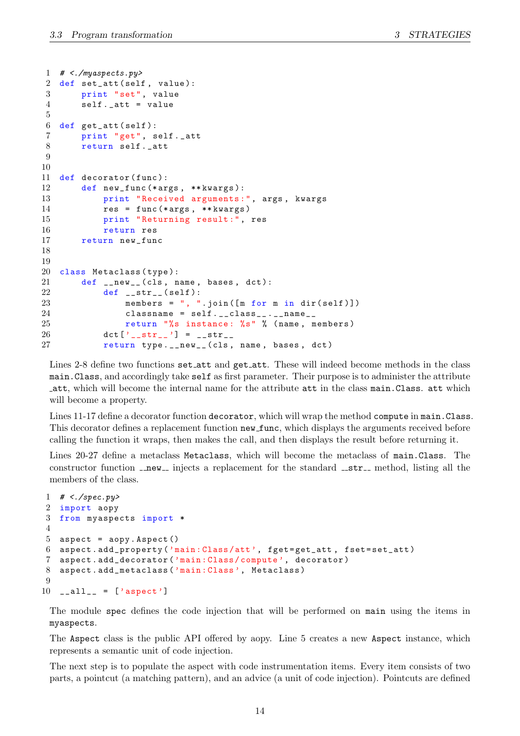```python
# <./myaspects.py>
def set_att(self, value):
    print "set", value
    self._att = value

def get_att(self):
    print "get", self._att
    return self._att


def decorator(func):
    def new_func(*args, **kwargs):
        print "Received arguments:", args, kwargs
        res = func(*args, **kwargs)
        print "Returning result:", res
        return res
    return new_func


class Metaclass(type):
    def __new__(cls, name, bases, dct):
        def __str__(self):
            members = ", ".join([m for m in dir(self)])
            classname = self.__class__.__name__
            return "%s instance: %s" % (name, members)
        dct['__str__'] = __str__
        return type.__new__(cls, name, bases, dct)
```

Lines 2-8 define two functions `set_att` and `get_att`. These will indeed become methods in the class `main.Class`, and accordingly take `self` as first parameter. Their purpose is to administer the attribute `_att`, which will become the internal name for the attribute `att` in the class `main.Class`. `att` which will become a property.

Lines 11-17 define a decorator function `decorator`, which will wrap the method `compute` in `main.Class`. This decorator defines a replacement function `new_func`, which displays the arguments received before calling the function it wraps, then makes the call, and then displays the result before returning it.

Lines 20-27 define a metaclass `Metaclass`, which will become the metaclass of `main.Class`. The constructor function `__new__` injects a replacement for the standard `__str__` method, listing all the members of the class.

```python
# <./spec.py>
import aopy
from myaspects import *

aspect = aopy.Aspect()
aspect.add_property('main:Class/att', fget=get_att, fset=set_att)
aspect.add_decorator('main:Class/compute', decorator)
aspect.add_metaclass('main:Class', Metaclass)

__all__ = ['aspect']
```

The module `spec` defines the code injection that will be performed on `main` using the items in `myaspects`.

The `Aspect` class is the public API offered by aopy. Line 5 creates a new `Aspect` instance, which represents a semantic unit of code injection.

The next step is to populate the aspect with code instrumentation items. Every item consists of two parts, a pointcut (a matching pattern), and an advice (a unit of code injection). Pointcuts are defined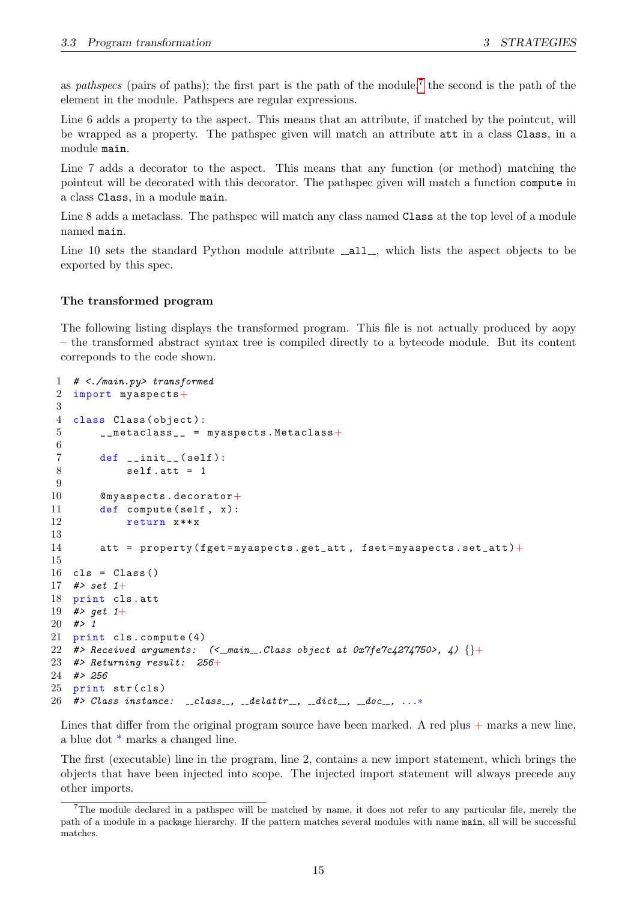as *pathspecs* (pairs of paths); the first part is the path of the module,[7] the second is the path of the element in the module. Pathspecs are regular expressions.

Line 6 adds a property to the aspect. This means that an attribute, if matched by the pointcut, will be wrapped as a property. The pathspec given will match an attribute `att` in a class `Class`, in a module `main`.

Line 7 adds a decorator to the aspect. This means that any function (or method) matching the pointcut will be decorated with this decorator. The pathspec given will match a function `compute` in a class `Class`, in a module `main`.

Line 8 adds a metaclass. The pathspec will match any class named `Class` at the top level of a module named `main`.

Line 10 sets the standard Python module attribute `__all__`, which lists the aspect objects to be exported by this spec.

#### The transformed program

The following listing displays the transformed program. This file is not actually produced by aopy – the transformed abstract syntax tree is compiled directly to a bytecode module. But its content correponds to the code shown.

```
1  # <./main.py> transformed
2  import myaspects+
3
4  class Class(object):
5      __metaclass__ = myaspects.Metaclass+
6
7      def __init__(self):
8          self.att = 1
9
10     @myaspects.decorator+
11     def compute(self, x):
12         return x**x
13
14     att = property(fget=myaspects.get_att, fset=myaspects.set_att)+
15
16 cls = Class()
17 #> set 1+
18 print cls.att
19 #> get 1+
20 #> 1
21 print cls.compute(4)
22 #> Received arguments:  (<__main__.Class object at 0x7fe7c4274750>, 4) {}+
23 #> Returning result:  256+
24 #> 256
25 print str(cls)
26 #> Class instance:  __class__, __delattr__, __dict__, __doc__, ...*
```

Lines that differ from the original program source have been marked. A red plus + marks a new line, a blue dot * marks a changed line.

The first (executable) line in the program, line 2, contains a new import statement, which brings the objects that have been injected into scope. The injected import statement will always precede any other imports.

[7] The module declared in a pathspec will be matched by name, it does not refer to any particular file, merely the path of a module in a package hierarchy. If the pattern matches several modules with name `main`, all will be successful matches.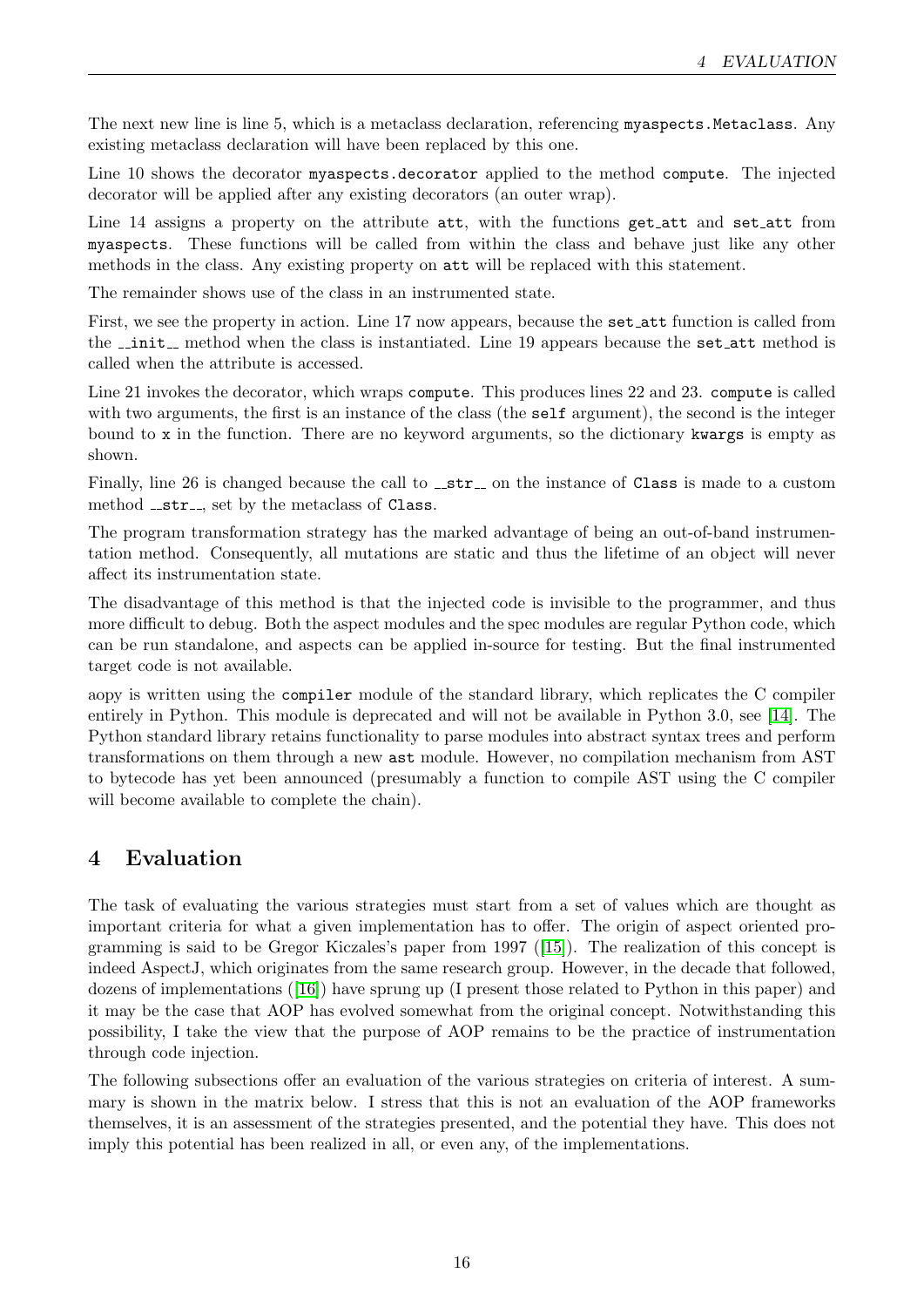The next new line is line 5, which is a metaclass declaration, referencing `myaspects.Metaclass`. Any existing metaclass declaration will have been replaced by this one.

Line 10 shows the decorator `myaspects.decorator` applied to the method `compute`. The injected decorator will be applied after any existing decorators (an outer wrap).

Line 14 assigns a property on the attribute `att`, with the functions `get_att` and `set_att` from `myaspects`. These functions will be called from within the class and behave just like any other methods in the class. Any existing property on `att` will be replaced with this statement.

The remainder shows use of the class in an instrumented state.

First, we see the property in action. Line 17 now appears, because the `set_att` function is called from the `__init__` method when the class is instantiated. Line 19 appears because the `set_att` method is called when the attribute is accessed.

Line 21 invokes the decorator, which wraps `compute`. This produces lines 22 and 23. `compute` is called with two arguments, the first is an instance of the class (the `self` argument), the second is the integer bound to `x` in the function. There are no keyword arguments, so the dictionary `kwargs` is empty as shown.

Finally, line 26 is changed because the call to `__str__` on the instance of `Class` is made to a custom method `__str__`, set by the metaclass of `Class`.

The program transformation strategy has the marked advantage of being an out-of-band instrumentation method. Consequently, all mutations are static and thus the lifetime of an object will never affect its instrumentation state.

The disadvantage of this method is that the injected code is invisible to the programmer, and thus more difficult to debug. Both the aspect modules and the spec modules are regular Python code, which can be run standalone, and aspects can be applied in-source for testing. But the final instrumented target code is not available.

aopy is written using the `compiler` module of the standard library, which replicates the C compiler entirely in Python. This module is deprecated and will not be available in Python 3.0, see [14]. The Python standard library retains functionality to parse modules into abstract syntax trees and perform transformations on them through a new `ast` module. However, no compilation mechanism from AST to bytecode has yet been announced (presumably a function to compile AST using the C compiler will become available to complete the chain).

## 4 Evaluation

The task of evaluating the various strategies must start from a set of values which are thought as important criteria for what a given implementation has to offer. The origin of aspect oriented programming is said to be Gregor Kiczales's paper from 1997 ([15]). The realization of this concept is indeed AspectJ, which originates from the same research group. However, in the decade that followed, dozens of implementations ([16]) have sprung up (I present those related to Python in this paper) and it may be the case that AOP has evolved somewhat from the original concept. Notwithstanding this possibility, I take the view that the purpose of AOP remains to be the practice of instrumentation through code injection.

The following subsections offer an evaluation of the various strategies on criteria of interest. A summary is shown in the matrix below. I stress that this is not an evaluation of the AOP frameworks themselves, it is an assessment of the strategies presented, and the potential they have. This does not imply this potential has been realized in all, or even any, of the implementations.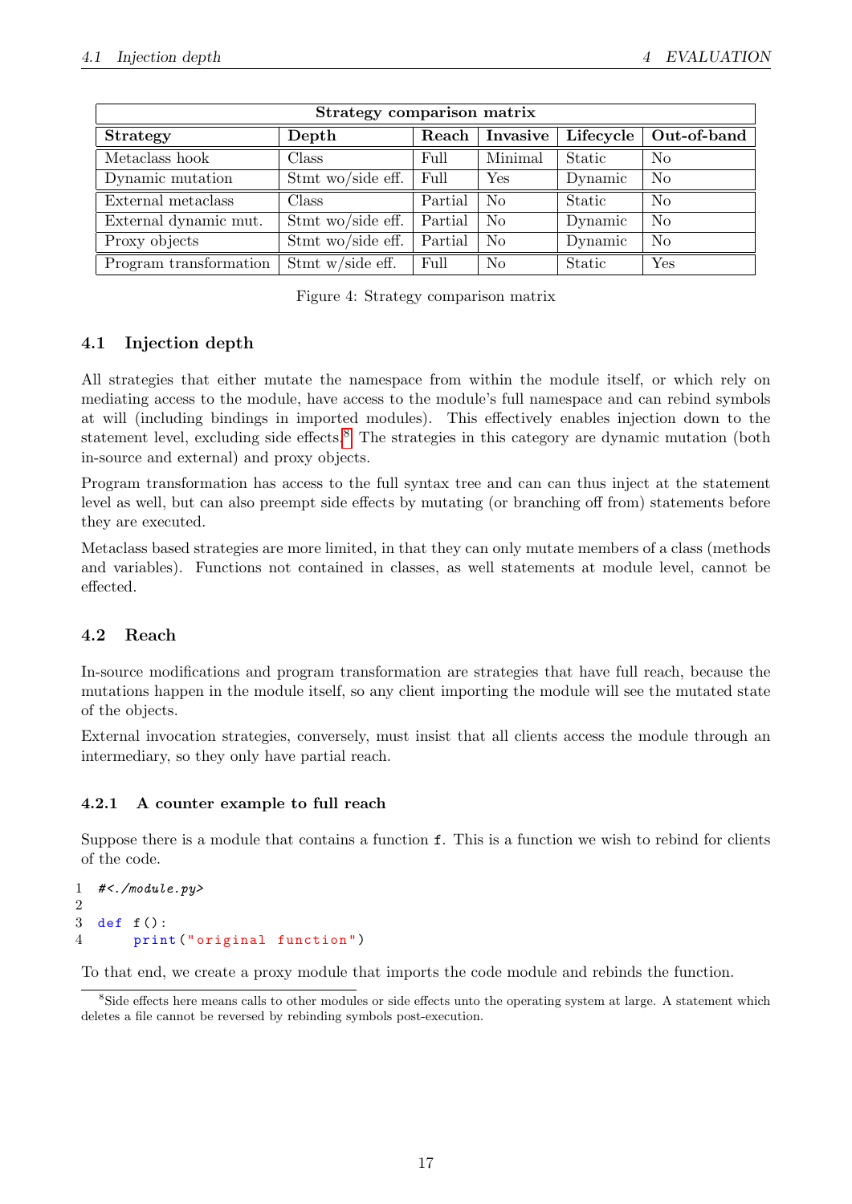| Strategy comparison matrix | | | | | |
|---|---|---|---|---|---|
| **Strategy** | **Depth** | **Reach** | **Invasive** | **Lifecycle** | **Out-of-band** |
| Metaclass hook | Class | Full | Minimal | Static | No |
| Dynamic mutation | Stmt wo/side eff. | Full | Yes | Dynamic | No |
| External metaclass | Class | Partial | No | Static | No |
| External dynamic mut. | Stmt wo/side eff. | Partial | No | Dynamic | No |
| Proxy objects | Stmt wo/side eff. | Partial | No | Dynamic | No |
| Program transformation | Stmt w/side eff. | Full | No | Static | Yes |

Figure 4: Strategy comparison matrix

## 4.1 Injection depth

All strategies that either mutate the namespace from within the module itself, or which rely on mediating access to the module, have access to the module's full namespace and can rebind symbols at will (including bindings in imported modules). This effectively enables injection down to the statement level, excluding side effects.[8] The strategies in this category are dynamic mutation (both in-source and external) and proxy objects.

Program transformation has access to the full syntax tree and can can thus inject at the statement level as well, but can also preempt side effects by mutating (or branching off from) statements before they are executed.

Metaclass based strategies are more limited, in that they can only mutate members of a class (methods and variables). Functions not contained in classes, as well statements at module level, cannot be effected.

## 4.2 Reach

In-source modifications and program transformation are strategies that have full reach, because the mutations happen in the module itself, so any client importing the module will see the mutated state of the objects.

External invocation strategies, conversely, must insist that all clients access the module through an intermediary, so they only have partial reach.

### 4.2.1 A counter example to full reach

Suppose there is a module that contains a function `f`. This is a function we wish to rebind for clients of the code.

```python
#<./module.py>

def f():
    print("original function")
```

To that end, we create a proxy module that imports the code module and rebinds the function.

[8]Side effects here means calls to other modules or side effects unto the operating system at large. A statement which deletes a file cannot be reversed by rebinding symbols post-execution.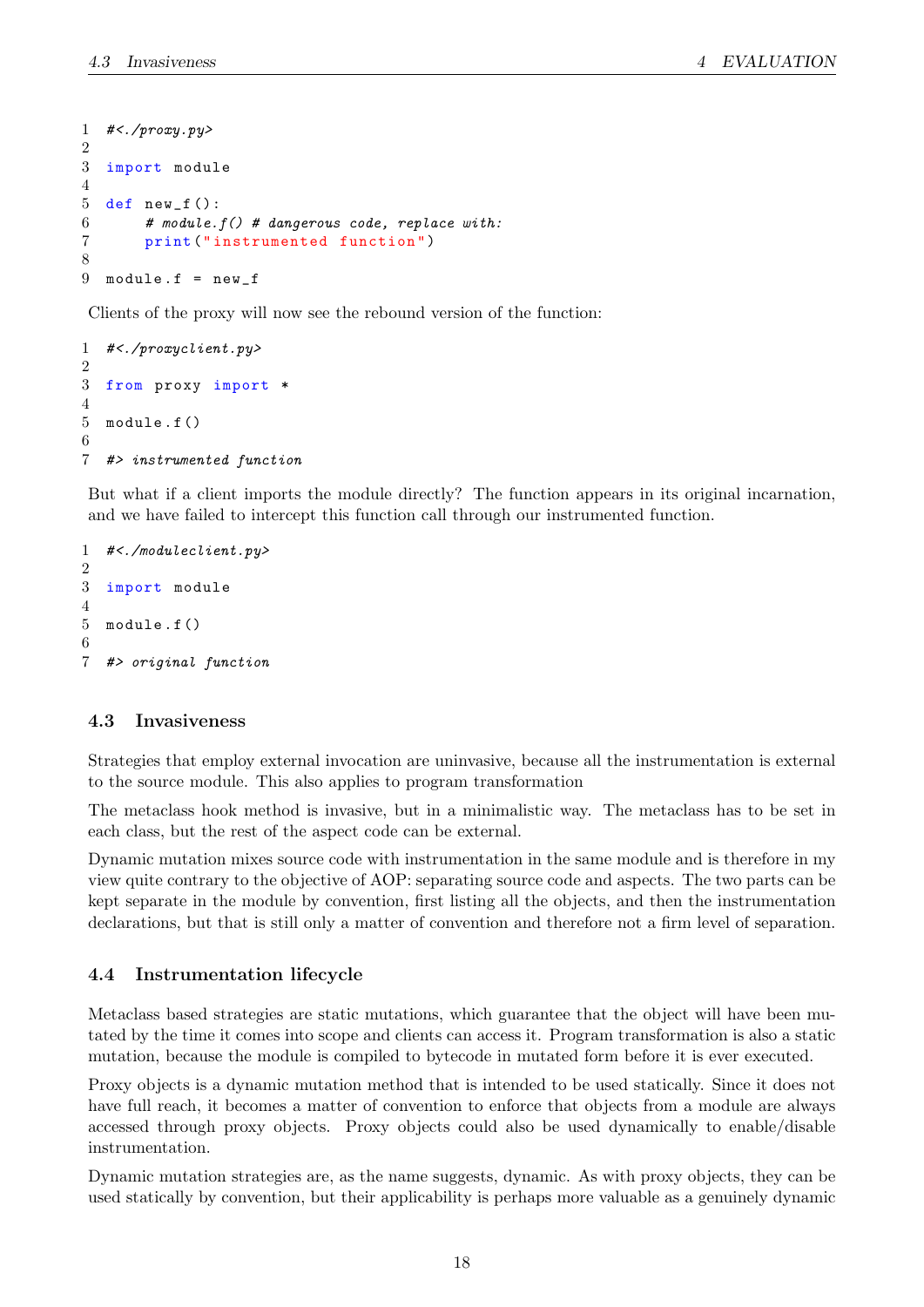```python
#<./proxy.py>

import module

def new_f():
    # module.f() # dangerous code, replace with:
    print("instrumented function")

module.f = new_f
```

Clients of the proxy will now see the rebound version of the function:

```python
#<./proxyclient.py>

from proxy import *

module.f()

#> instrumented function
```

But what if a client imports the module directly? The function appears in its original incarnation, and we have failed to intercept this function call through our instrumented function.

```python
#<./moduleclient.py>

import module

module.f()

#> original function
```

### 4.3 Invasiveness

Strategies that employ external invocation are uninvasive, because all the instrumentation is external to the source module. This also applies to program transformation

The metaclass hook method is invasive, but in a minimalistic way. The metaclass has to be set in each class, but the rest of the aspect code can be external.

Dynamic mutation mixes source code with instrumentation in the same module and is therefore in my view quite contrary to the objective of AOP: separating source code and aspects. The two parts can be kept separate in the module by convention, first listing all the objects, and then the instrumentation declarations, but that is still only a matter of convention and therefore not a firm level of separation.

### 4.4 Instrumentation lifecycle

Metaclass based strategies are static mutations, which guarantee that the object will have been mutated by the time it comes into scope and clients can access it. Program transformation is also a static mutation, because the module is compiled to bytecode in mutated form before it is ever executed.

Proxy objects is a dynamic mutation method that is intended to be used statically. Since it does not have full reach, it becomes a matter of convention to enforce that objects from a module are always accessed through proxy objects. Proxy objects could also be used dynamically to enable/disable instrumentation.

Dynamic mutation strategies are, as the name suggests, dynamic. As with proxy objects, they can be used statically by convention, but their applicability is perhaps more valuable as a genuinely dynamic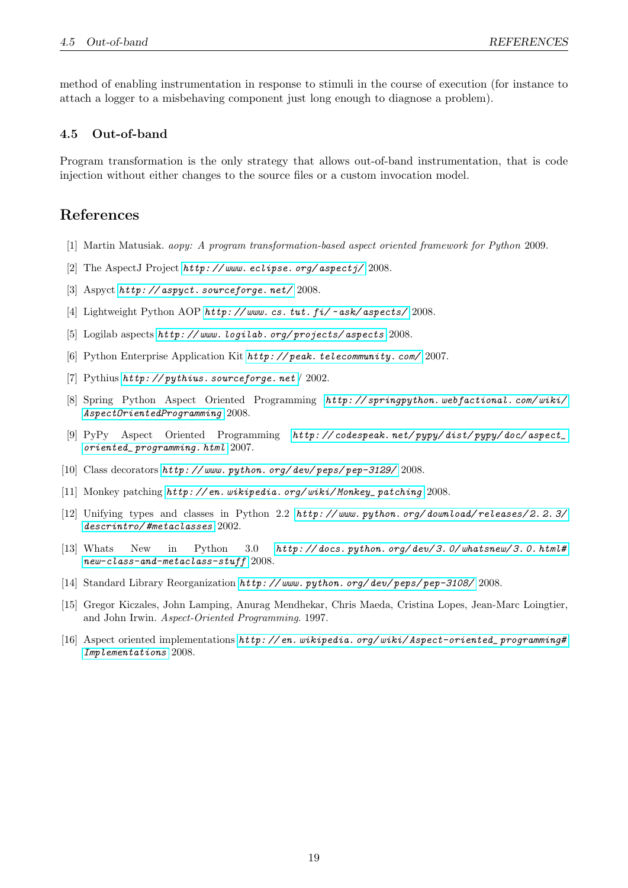method of enabling instrumentation in response to stimuli in the course of execution (for instance to attach a logger to a misbehaving component just long enough to diagnose a problem).

### 4.5 Out-of-band

Program transformation is the only strategy that allows out-of-band instrumentation, that is code injection without either changes to the source files or a custom invocation model.

## References

[1] Martin Matusiak. *aopy: A program transformation-based aspect oriented framework for Python* 2009.

[2] The AspectJ Project http://www.eclipse.org/aspectj/ 2008.

[3] Aspyct http://aspyct.sourceforge.net/ 2008.

[4] Lightweight Python AOP http://www.cs.tut.fi/~ask/aspects/ 2008.

[5] Logilab aspects http://www.logilab.org/projects/aspects 2008.

[6] Python Enterprise Application Kit http://peak.telecommunity.com/ 2007.

[7] Pythius http://pythius.sourceforge.net/ 2002.

[8] Spring Python Aspect Oriented Programming http://springpython.webfactional.com/wiki/AspectOrientedProgramming 2008.

[9] PyPy Aspect Oriented Programming http://codespeak.net/pypy/dist/pypy/doc/aspect_oriented_programming.html 2007.

[10] Class decorators http://www.python.org/dev/peps/pep-3129/ 2008.

[11] Monkey patching http://en.wikipedia.org/wiki/Monkey_patching 2008.

[12] Unifying types and classes in Python 2.2 http://www.python.org/download/releases/2.2.3/descrintro/#metaclasses 2002.

[13] Whats New in Python 3.0 http://docs.python.org/dev/3.0/whatsnew/3.0.html#new-class-and-metaclass-stuff 2008.

[14] Standard Library Reorganization http://www.python.org/dev/peps/pep-3108/ 2008.

[15] Gregor Kiczales, John Lamping, Anurag Mendhekar, Chris Maeda, Cristina Lopes, Jean-Marc Loingtier, and John Irwin. *Aspect-Oriented Programming*. 1997.

[16] Aspect oriented implementations http://en.wikipedia.org/wiki/Aspect-oriented_programming#Implementations 2008.